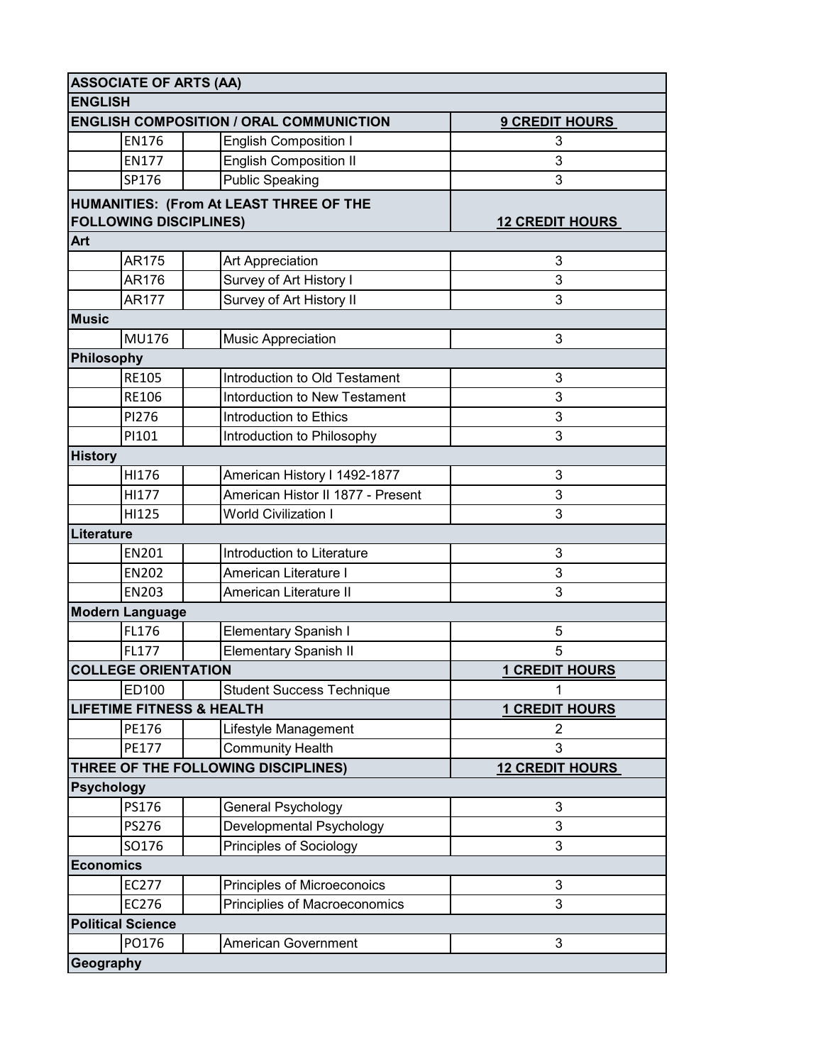| ASSOCIATE OF ARTS (AA) | | | | |
|---|---|---|---|---|
| **ENGLISH** | | | | |
| **ENGLISH COMPOSITION / ORAL COMMUNICTION** | | | | **9 CREDIT HOURS** |
| | EN176 | | English Composition I | 3 |
| | EN177 | | English Composition II | 3 |
| | SP176 | | Public Speaking | 3 |
| **HUMANITIES: (From At LEAST THREE OF THE FOLLOWING DISCIPLINES)** | | | | **12 CREDIT HOURS** |
| **Art** | | | | |
| | AR175 | | Art Appreciation | 3 |
| | AR176 | | Survey of Art History I | 3 |
| | AR177 | | Survey of Art History II | 3 |
| **Music** | | | | |
| | MU176 | | Music Appreciation | 3 |
| **Philosophy** | | | | |
| | RE105 | | Introduction to Old Testament | 3 |
| | RE106 | | Intorduction to New Testament | 3 |
| | PI276 | | Introduction to Ethics | 3 |
| | PI101 | | Introduction to Philosophy | 3 |
| **History** | | | | |
| | HI176 | | American History I 1492-1877 | 3 |
| | HI177 | | American Histor II 1877 - Present | 3 |
| | HI125 | | World Civilization I | 3 |
| **Literature** | | | | |
| | EN201 | | Introduction to Literature | 3 |
| | EN202 | | American Literature I | 3 |
| | EN203 | | American Literature II | 3 |
| **Modern Language** | | | | |
| | FL176 | | Elementary Spanish I | 5 |
| | FL177 | | Elementary Spanish II | 5 |
| **COLLEGE ORIENTATION** | | | | **1 CREDIT HOURS** |
| | ED100 | | Student Success Technique | 1 |
| **LIFETIME FITNESS & HEALTH** | | | | **1 CREDIT HOURS** |
| | PE176 | | Lifestyle Management | 2 |
| | PE177 | | Community Health | 3 |
| **THREE OF THE FOLLOWING DISCIPLINES)** | | | | **12 CREDIT HOURS** |
| **Psychology** | | | | |
| | PS176 | | General Psychology | 3 |
| | PS276 | | Developmental Psychology | 3 |
| | SO176 | | Principles of Sociology | 3 |
| **Economics** | | | | |
| | EC277 | | Principles of Microeconoics | 3 |
| | EC276 | | Principlies of Macroeconomics | 3 |
| **Political Science** | | | | |
| | PO176 | | American Government | 3 |
| **Geography** | | | | |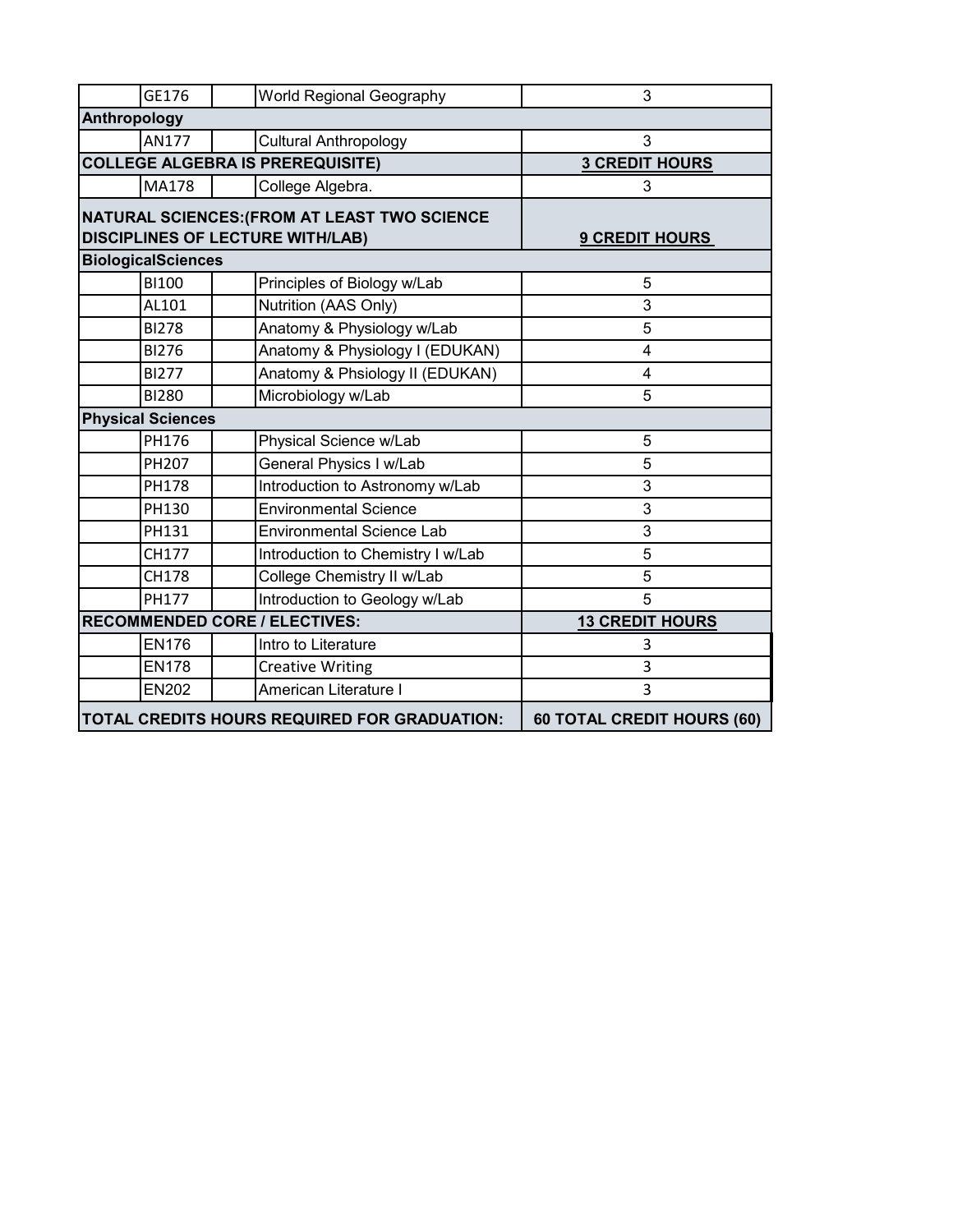| | | | | |
|---|---|---|---|---|
| | GE176 | | World Regional Geography | 3 |
| **Anthropology** | | | | |
| | AN177 | | Cultural Anthropology | 3 |
| **COLLEGE ALGEBRA IS PREREQUISITE)** | | | | **3 CREDIT HOURS** |
| | MA178 | | College Algebra. | 3 |
| **NATURAL SCIENCES:(FROM AT LEAST TWO SCIENCE DISCIPLINES OF LECTURE WITH/LAB)** | | | | **9 CREDIT HOURS** |
| **BiologicalSciences** | | | | |
| | BI100 | | Principles of Biology w/Lab | 5 |
| | AL101 | | Nutrition (AAS Only) | 3 |
| | BI278 | | Anatomy & Physiology w/Lab | 5 |
| | BI276 | | Anatomy & Physiology I (EDUKAN) | 4 |
| | BI277 | | Anatomy & Phsiology II (EDUKAN) | 4 |
| | BI280 | | Microbiology w/Lab | 5 |
| **Physical Sciences** | | | | |
| | PH176 | | Physical Science w/Lab | 5 |
| | PH207 | | General Physics I w/Lab | 5 |
| | PH178 | | Introduction to Astronomy w/Lab | 3 |
| | PH130 | | Environmental Science | 3 |
| | PH131 | | Environmental Science Lab | 3 |
| | CH177 | | Introduction to Chemistry I w/Lab | 5 |
| | CH178 | | College Chemistry II w/Lab | 5 |
| | PH177 | | Introduction to Geology w/Lab | 5 |
| **RECOMMENDED CORE / ELECTIVES:** | | | | **13 CREDIT HOURS** |
| | EN176 | | Intro to Literature | 3 |
| | EN178 | | Creative Writing | 3 |
| | EN202 | | American Literature I | 3 |
| **TOTAL CREDITS HOURS REQUIRED FOR GRADUATION:** | | | | **60 TOTAL CREDIT HOURS (60)** |